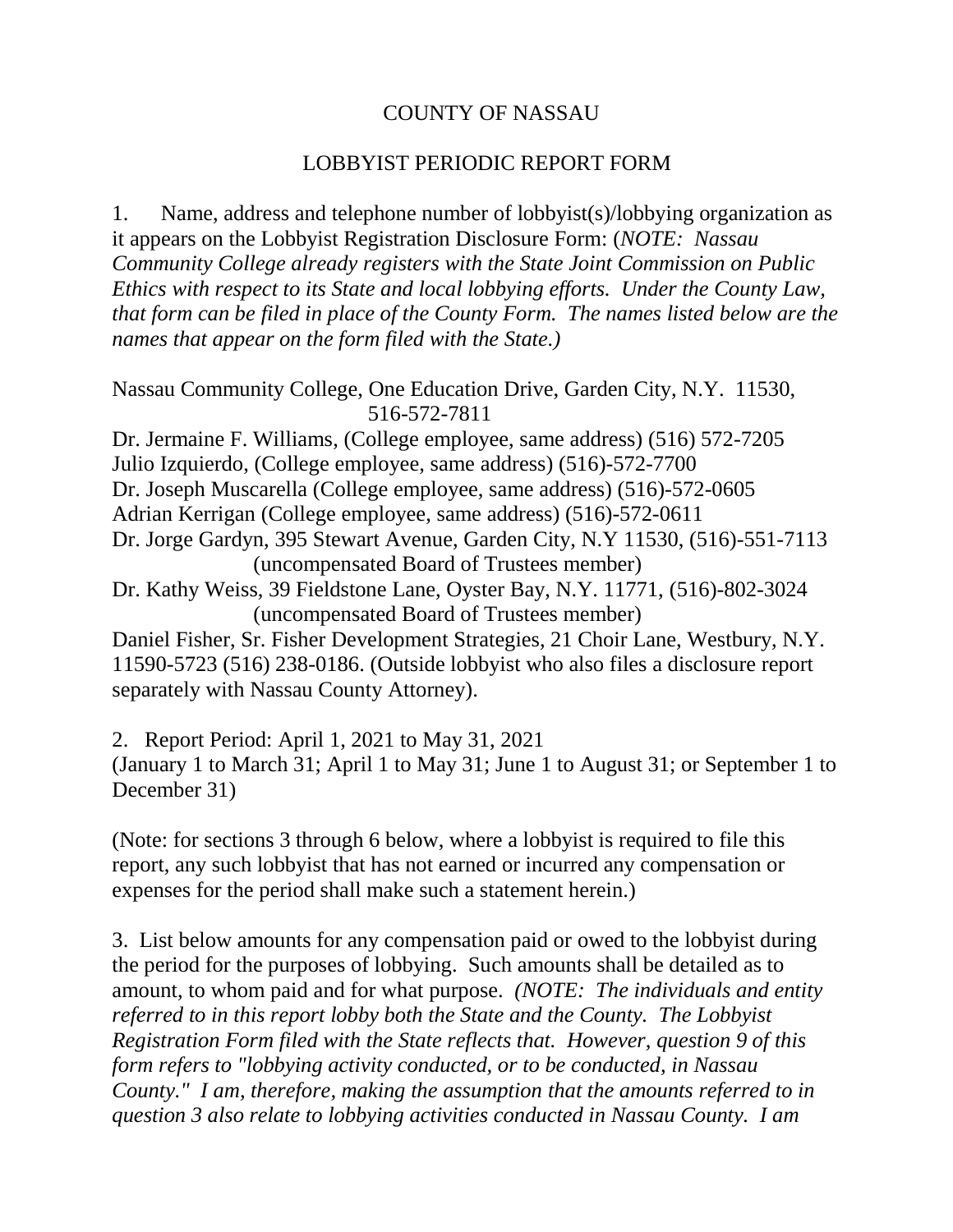COUNTY OF NASSAU

LOBBYIST PERIODIC REPORT FORM

1. Name, address and telephone number of lobbyist(s)/lobbying organization as it appears on the Lobbyist Registration Disclosure Form: (*NOTE: Nassau Community College already registers with the State Joint Commission on Public Ethics with respect to its State and local lobbying efforts. Under the County Law, that form can be filed in place of the County Form. The names listed below are the names that appear on the form filed with the State.)*

Nassau Community College, One Education Drive, Garden City, N.Y. 11530, 516-572-7811
Dr. Jermaine F. Williams, (College employee, same address) (516) 572-7205
Julio Izquierdo, (College employee, same address) (516)-572-7700
Dr. Joseph Muscarella (College employee, same address) (516)-572-0605
Adrian Kerrigan (College employee, same address) (516)-572-0611
Dr. Jorge Gardyn, 395 Stewart Avenue, Garden City, N.Y 11530, (516)-551-7113 (uncompensated Board of Trustees member)
Dr. Kathy Weiss, 39 Fieldstone Lane, Oyster Bay, N.Y. 11771, (516)-802-3024 (uncompensated Board of Trustees member)
Daniel Fisher, Sr. Fisher Development Strategies, 21 Choir Lane, Westbury, N.Y. 11590-5723 (516) 238-0186. (Outside lobbyist who also files a disclosure report separately with Nassau County Attorney).

2. Report Period: April 1, 2021 to May 31, 2021
(January 1 to March 31; April 1 to May 31; June 1 to August 31; or September 1 to December 31)

(Note: for sections 3 through 6 below, where a lobbyist is required to file this report, any such lobbyist that has not earned or incurred any compensation or expenses for the period shall make such a statement herein.)

3. List below amounts for any compensation paid or owed to the lobbyist during the period for the purposes of lobbying. Such amounts shall be detailed as to amount, to whom paid and for what purpose. *(NOTE: The individuals and entity referred to in this report lobby both the State and the County. The Lobbyist Registration Form filed with the State reflects that. However, question 9 of this form refers to "lobbying activity conducted, or to be conducted, in Nassau County." I am, therefore, making the assumption that the amounts referred to in question 3 also relate to lobbying activities conducted in Nassau County. I am*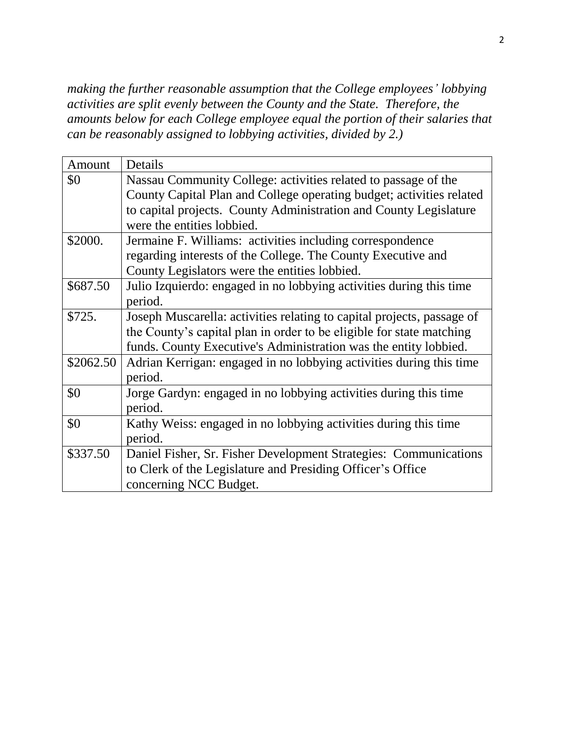*making the further reasonable assumption that the College employees' lobbying activities are split evenly between the County and the State. Therefore, the amounts below for each College employee equal the portion of their salaries that can be reasonably assigned to lobbying activities, divided by 2.)*

| Amount | Details |
|---|---|
| $0 | Nassau Community College: activities related to passage of the County Capital Plan and College operating budget; activities related to capital projects. County Administration and County Legislature were the entities lobbied. |
| $2000. | Jermaine F. Williams: activities including correspondence regarding interests of the College. The County Executive and County Legislators were the entities lobbied. |
| $687.50 | Julio Izquierdo: engaged in no lobbying activities during this time period. |
| $725. | Joseph Muscarella: activities relating to capital projects, passage of the County's capital plan in order to be eligible for state matching funds. County Executive's Administration was the entity lobbied. |
| $2062.50 | Adrian Kerrigan: engaged in no lobbying activities during this time period. |
| $0 | Jorge Gardyn: engaged in no lobbying activities during this time period. |
| $0 | Kathy Weiss: engaged in no lobbying activities during this time period. |
| $337.50 | Daniel Fisher, Sr. Fisher Development Strategies: Communications to Clerk of the Legislature and Presiding Officer's Office concerning NCC Budget. |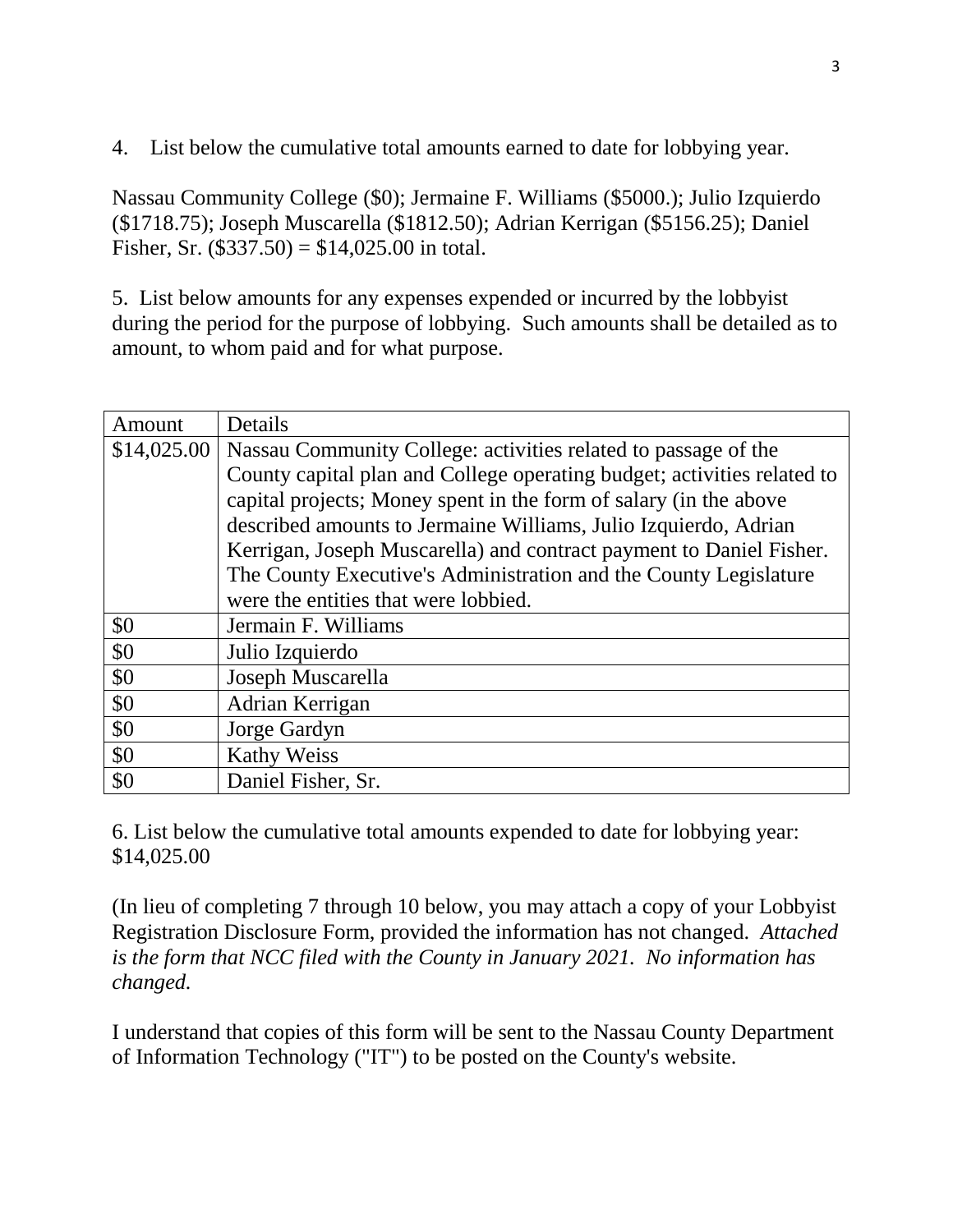4. List below the cumulative total amounts earned to date for lobbying year.

Nassau Community College ($0); Jermaine F. Williams ($5000.); Julio Izquierdo ($1718.75); Joseph Muscarella ($1812.50); Adrian Kerrigan ($5156.25); Daniel Fisher, Sr. ($337.50) = $14,025.00 in total.

5. List below amounts for any expenses expended or incurred by the lobbyist during the period for the purpose of lobbying. Such amounts shall be detailed as to amount, to whom paid and for what purpose.

| Amount | Details |
|---|---|
| $14,025.00 | Nassau Community College: activities related to passage of the County capital plan and College operating budget; activities related to capital projects; Money spent in the form of salary (in the above described amounts to Jermaine Williams, Julio Izquierdo, Adrian Kerrigan, Joseph Muscarella) and contract payment to Daniel Fisher. The County Executive's Administration and the County Legislature were the entities that were lobbied. |
| $0 | Jermain F. Williams |
| $0 | Julio Izquierdo |
| $0 | Joseph Muscarella |
| $0 | Adrian Kerrigan |
| $0 | Jorge Gardyn |
| $0 | Kathy Weiss |
| $0 | Daniel Fisher, Sr. |

6. List below the cumulative total amounts expended to date for lobbying year: $14,025.00

(In lieu of completing 7 through 10 below, you may attach a copy of your Lobbyist Registration Disclosure Form, provided the information has not changed. *Attached is the form that NCC filed with the County in January 2021. No information has changed.*

I understand that copies of this form will be sent to the Nassau County Department of Information Technology ("IT") to be posted on the County's website.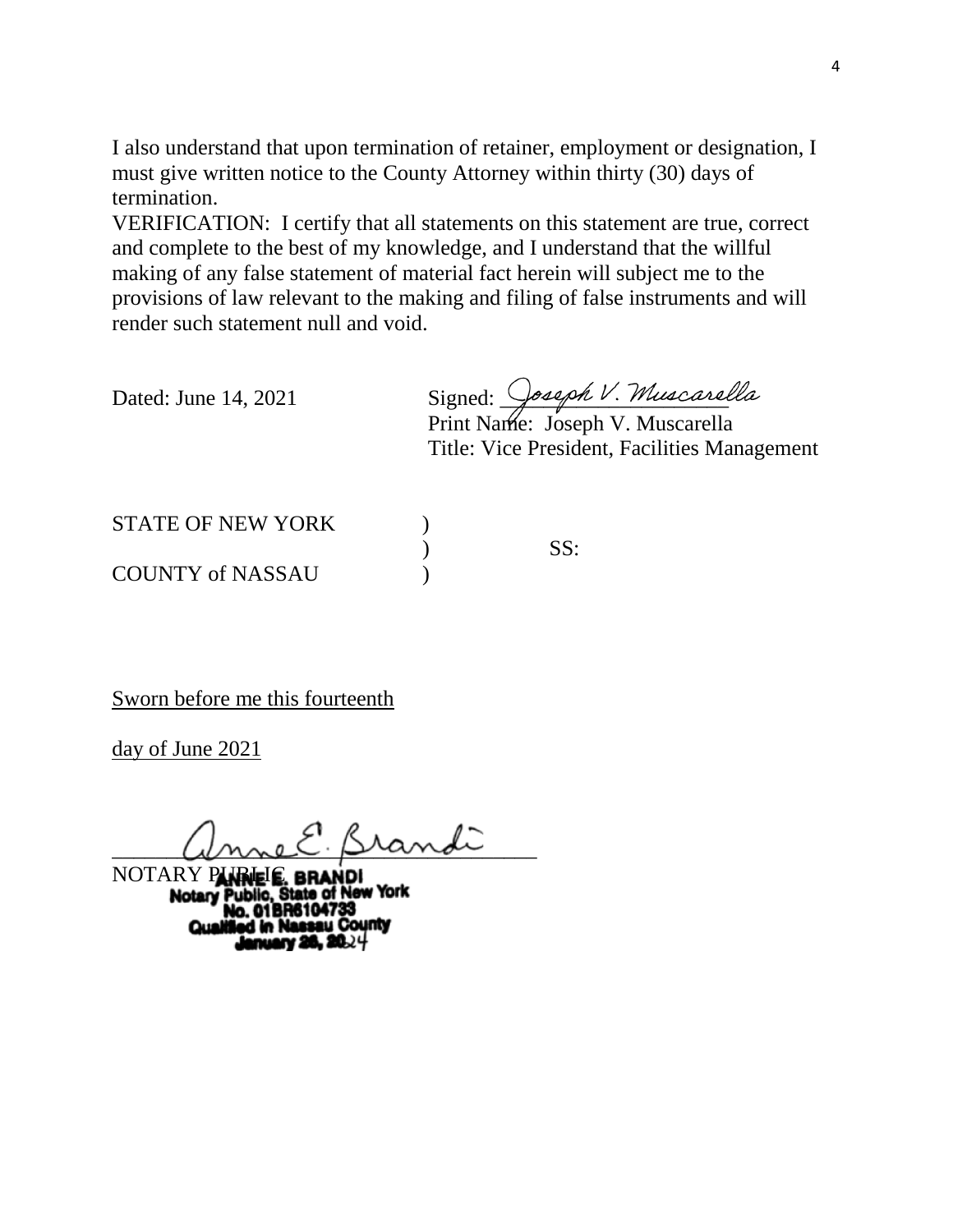I also understand that upon termination of retainer, employment or designation, I must give written notice to the County Attorney within thirty (30) days of termination.

VERIFICATION: I certify that all statements on this statement are true, correct and complete to the best of my knowledge, and I understand that the willful making of any false statement of material fact herein will subject me to the provisions of law relevant to the making and filing of false instruments and will render such statement null and void.

Dated: June 14, 2021

Signed: Joseph V. Muscarella
Print Name: Joseph V. Muscarella
Title: Vice President, Facilities Management

STATE OF NEW YORK )
) SS:
COUNTY of NASSAU )

Sworn before me this fourteenth

day of June 2021

Anne E. Brandi
NOTARY PUBLIC

ANNE E. BRANDI
Notary Public, State of New York
No. 01BR6104733
Qualified in Nassau County
January 26, 2024